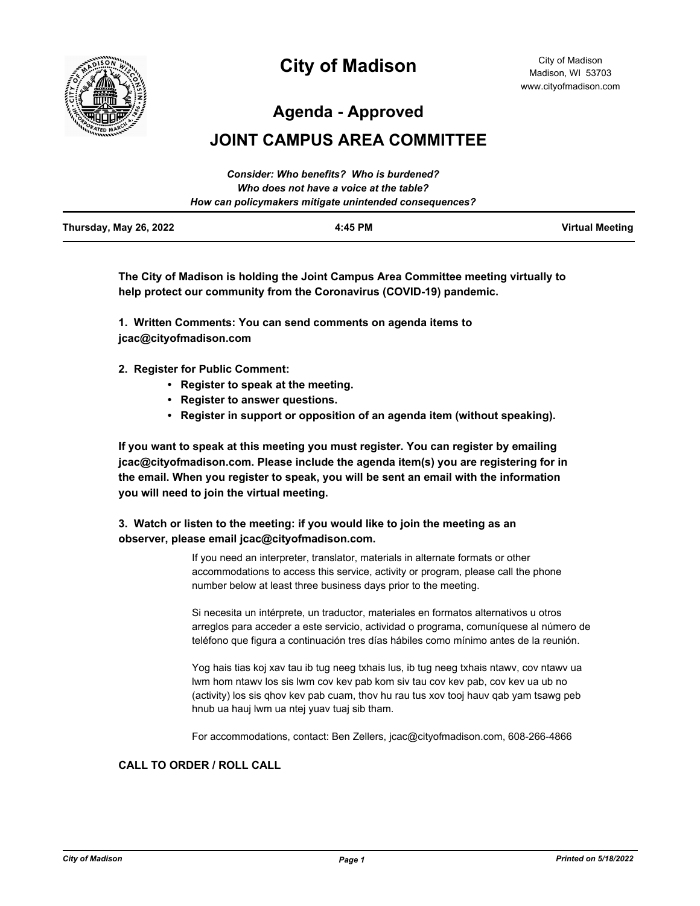# City of Madison

City of Madison
Madison, WI 53703
www.cityofmadison.com

## Agenda - Approved

## JOINT CAMPUS AREA COMMITTEE

*Consider: Who benefits? Who is burdened?*
*Who does not have a voice at the table?*
*How can policymakers mitigate unintended consequences?*

**Thursday, May 26, 2022** | **4:45 PM** | **Virtual Meeting**

---

**The City of Madison is holding the Joint Campus Area Committee meeting virtually to help protect our community from the Coronavirus (COVID-19) pandemic.**

**1. Written Comments: You can send comments on agenda items to jcac@cityofmadison.com**

**2. Register for Public Comment:**

- **Register to speak at the meeting.**
- **Register to answer questions.**
- **Register in support or opposition of an agenda item (without speaking).**

**If you want to speak at this meeting you must register. You can register by emailing jcac@cityofmadison.com. Please include the agenda item(s) you are registering for in the email. When you register to speak, you will be sent an email with the information you will need to join the virtual meeting.**

**3. Watch or listen to the meeting: if you would like to join the meeting as an observer, please email jcac@cityofmadison.com.**

If you need an interpreter, translator, materials in alternate formats or other accommodations to access this service, activity or program, please call the phone number below at least three business days prior to the meeting.

Si necesita un intérprete, un traductor, materiales en formatos alternativos u otros arreglos para acceder a este servicio, actividad o programa, comuníquese al número de teléfono que figura a continuación tres días hábiles como mínimo antes de la reunión.

Yog hais tias koj xav tau ib tug neeg txhais lus, ib tug neeg txhais ntawv, cov ntawv ua lwm hom ntawv los sis lwm cov kev pab kom siv tau cov kev pab, cov kev ua ub no (activity) los sis qhov kev pab cuam, thov hu rau tus xov tooj hauv qab yam tsawg peb hnub ua hauj lwm ua ntej yuav tuaj sib tham.

For accommodations, contact: Ben Zellers, jcac@cityofmadison.com, 608-266-4866

**CALL TO ORDER / ROLL CALL**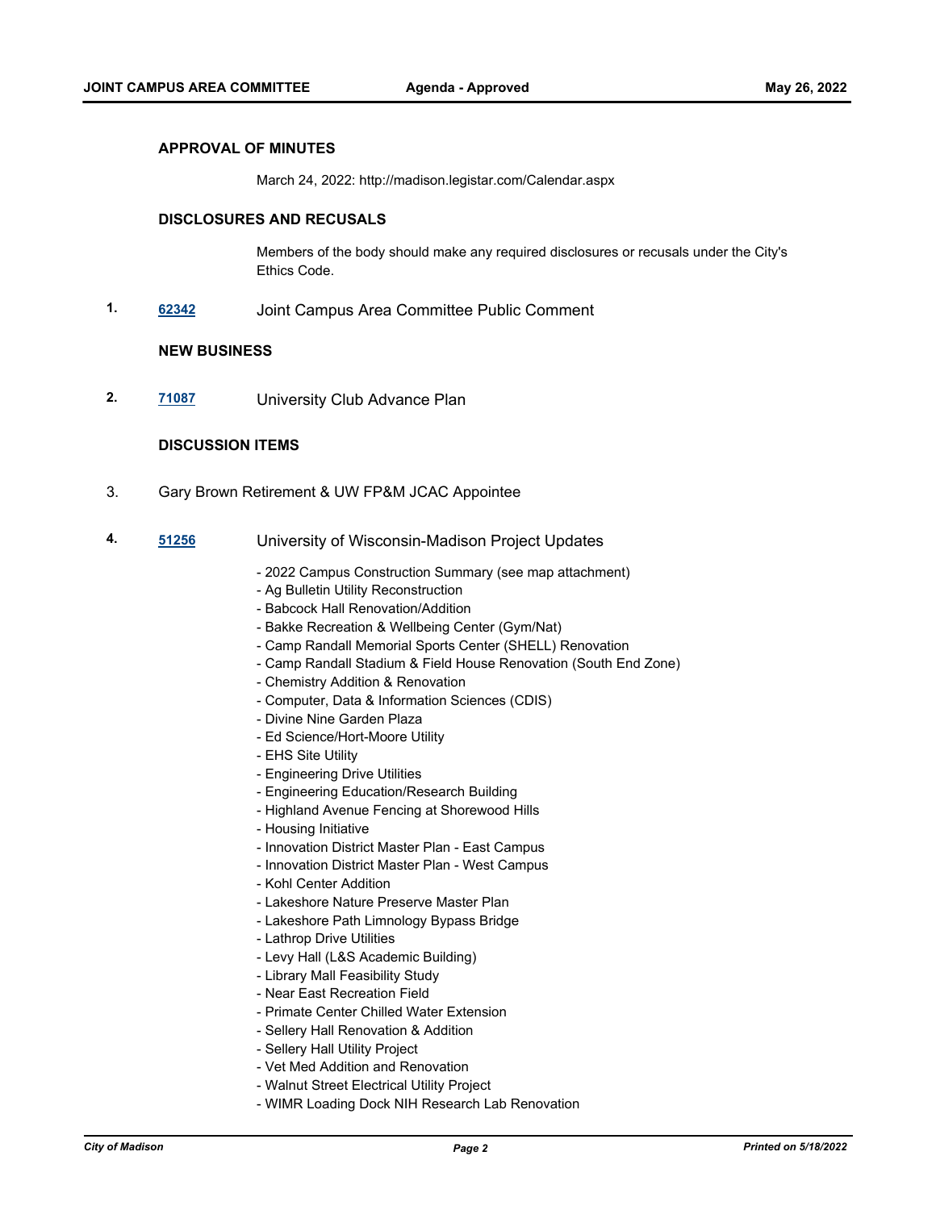### APPROVAL OF MINUTES

March 24, 2022: http://madison.legistar.com/Calendar.aspx

### DISCLOSURES AND RECUSALS

Members of the body should make any required disclosures or recusals under the City's Ethics Code.

**1.** **62342** Joint Campus Area Committee Public Comment

### NEW BUSINESS

**2.** **71087** University Club Advance Plan

### DISCUSSION ITEMS

3. Gary Brown Retirement & UW FP&M JCAC Appointee

**4.** **51256** University of Wisconsin-Madison Project Updates

- 2022 Campus Construction Summary (see map attachment)
- Ag Bulletin Utility Reconstruction
- Babcock Hall Renovation/Addition
- Bakke Recreation & Wellbeing Center (Gym/Nat)
- Camp Randall Memorial Sports Center (SHELL) Renovation
- Camp Randall Stadium & Field House Renovation (South End Zone)
- Chemistry Addition & Renovation
- Computer, Data & Information Sciences (CDIS)
- Divine Nine Garden Plaza
- Ed Science/Hort-Moore Utility
- EHS Site Utility
- Engineering Drive Utilities
- Engineering Education/Research Building
- Highland Avenue Fencing at Shorewood Hills
- Housing Initiative
- Innovation District Master Plan - East Campus
- Innovation District Master Plan - West Campus
- Kohl Center Addition
- Lakeshore Nature Preserve Master Plan
- Lakeshore Path Limnology Bypass Bridge
- Lathrop Drive Utilities
- Levy Hall (L&S Academic Building)
- Library Mall Feasibility Study
- Near East Recreation Field
- Primate Center Chilled Water Extension
- Sellery Hall Renovation & Addition
- Sellery Hall Utility Project
- Vet Med Addition and Renovation
- Walnut Street Electrical Utility Project
- WIMR Loading Dock NIH Research Lab Renovation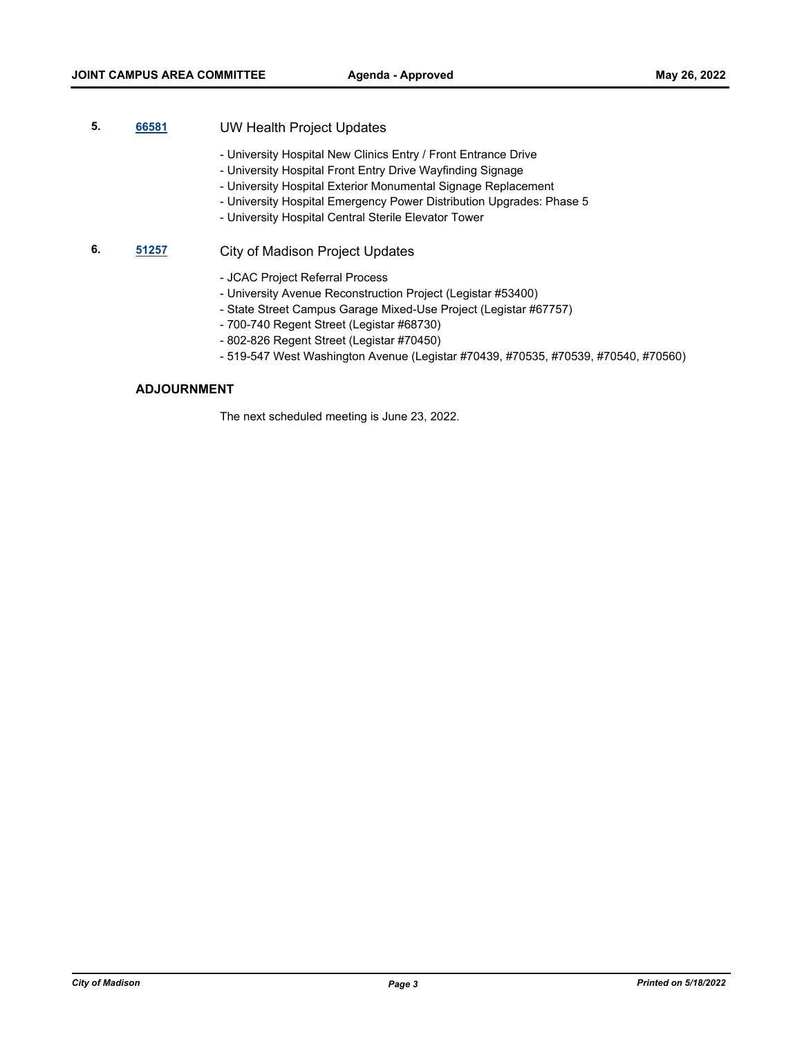**5.** **66581** UW Health Project Updates

- University Hospital New Clinics Entry / Front Entrance Drive
- University Hospital Front Entry Drive Wayfinding Signage
- University Hospital Exterior Monumental Signage Replacement
- University Hospital Emergency Power Distribution Upgrades: Phase 5
- University Hospital Central Sterile Elevator Tower

**6.** **51257** City of Madison Project Updates

- JCAC Project Referral Process
- University Avenue Reconstruction Project (Legistar #53400)
- State Street Campus Garage Mixed-Use Project (Legistar #67757)
- 700-740 Regent Street (Legistar #68730)
- 802-826 Regent Street (Legistar #70450)
- 519-547 West Washington Avenue (Legistar #70439, #70535, #70539, #70540, #70560)

## ADJOURNMENT

The next scheduled meeting is June 23, 2022.